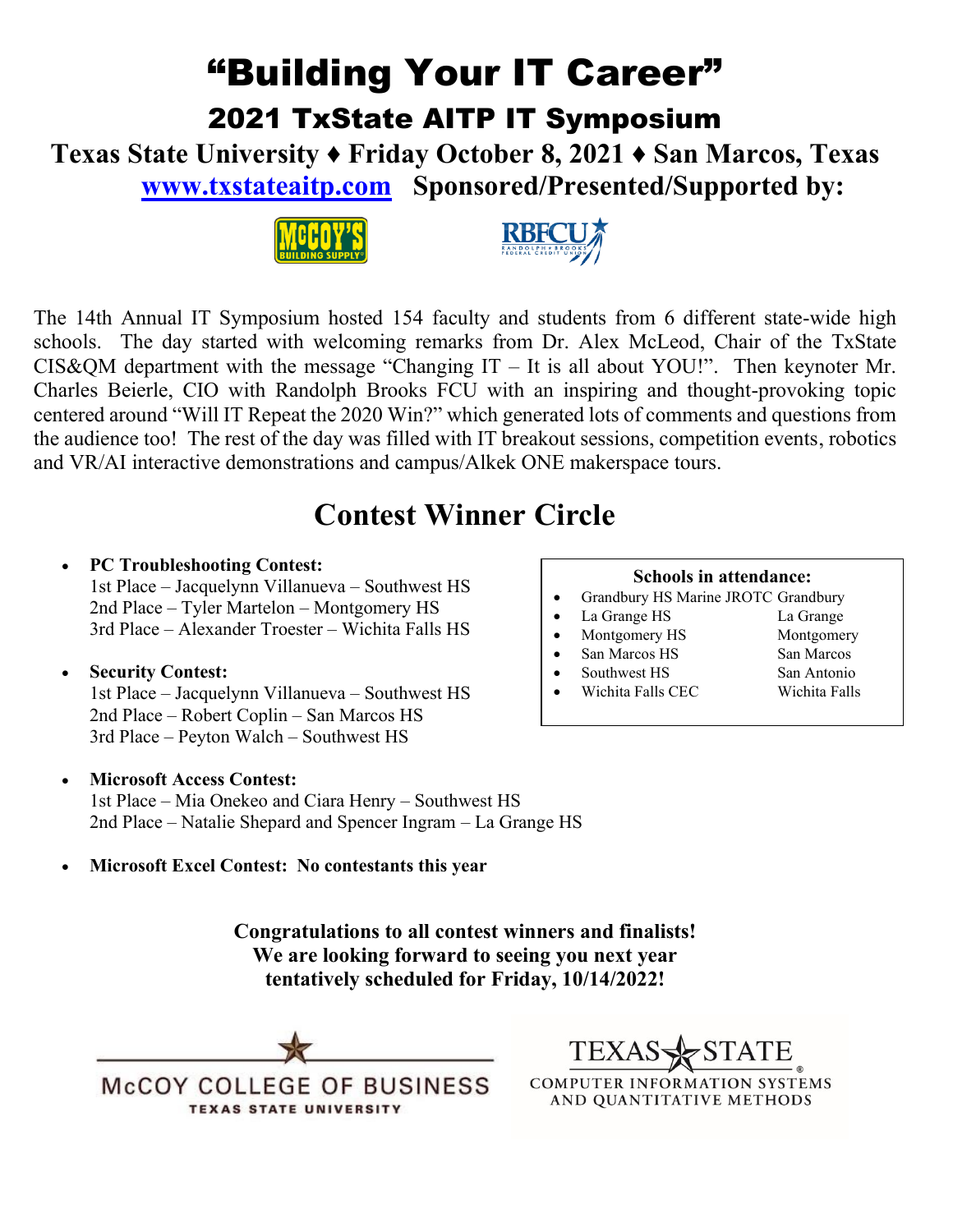# "Building Your IT Career"

## 2021 TxState AITP IT Symposium

**Texas State University ♦ Friday October 8, 2021 ♦ San Marcos, Texas**

**[www.txstateaitp.com](http://www.txstateaitp.com) Sponsored/Presented/Supported by:**

The 14th Annual IT Symposium hosted 154 faculty and students from 6 different state-wide high schools. The day started with welcoming remarks from Dr. Alex McLeod, Chair of the TxState CIS&QM department with the message "Changing IT – It is all about YOU!". Then keynoter Mr. Charles Beierle, CIO with Randolph Brooks FCU with an inspiring and thought-provoking topic centered around "Will IT Repeat the 2020 Win?" which generated lots of comments and questions from the audience too! The rest of the day was filled with IT breakout sessions, competition events, robotics and VR/AI interactive demonstrations and campus/Alkek ONE makerspace tours.

## Contest Winner Circle

- **PC Troubleshooting Contest:**
  1st Place – Jacquelynn Villanueva – Southwest HS
  2nd Place – Tyler Martelon – Montgomery HS
  3rd Place – Alexander Troester – Wichita Falls HS

- **Security Contest:**
  1st Place – Jacquelynn Villanueva – Southwest HS
  2nd Place – Robert Coplin – San Marcos HS
  3rd Place – Peyton Walch – Southwest HS

- **Microsoft Access Contest:**
  1st Place – Mia Onekeo and Ciara Henry – Southwest HS
  2nd Place – Natalie Shepard and Spencer Ingram – La Grange HS

- **Microsoft Excel Contest: No contestants this year**

**Schools in attendance:**

- Grandbury HS Marine JROTC — Grandbury
- La Grange HS — La Grange
- Montgomery HS — Montgomery
- San Marcos HS — San Marcos
- Southwest HS — San Antonio
- Wichita Falls CEC — Wichita Falls

**Congratulations to all contest winners and finalists!**
**We are looking forward to seeing you next year**
**tentatively scheduled for Friday, 10/14/2022!**

McCOY COLLEGE OF BUSINESS
TEXAS STATE UNIVERSITY

TEXAS STATE
COMPUTER INFORMATION SYSTEMS AND QUANTITATIVE METHODS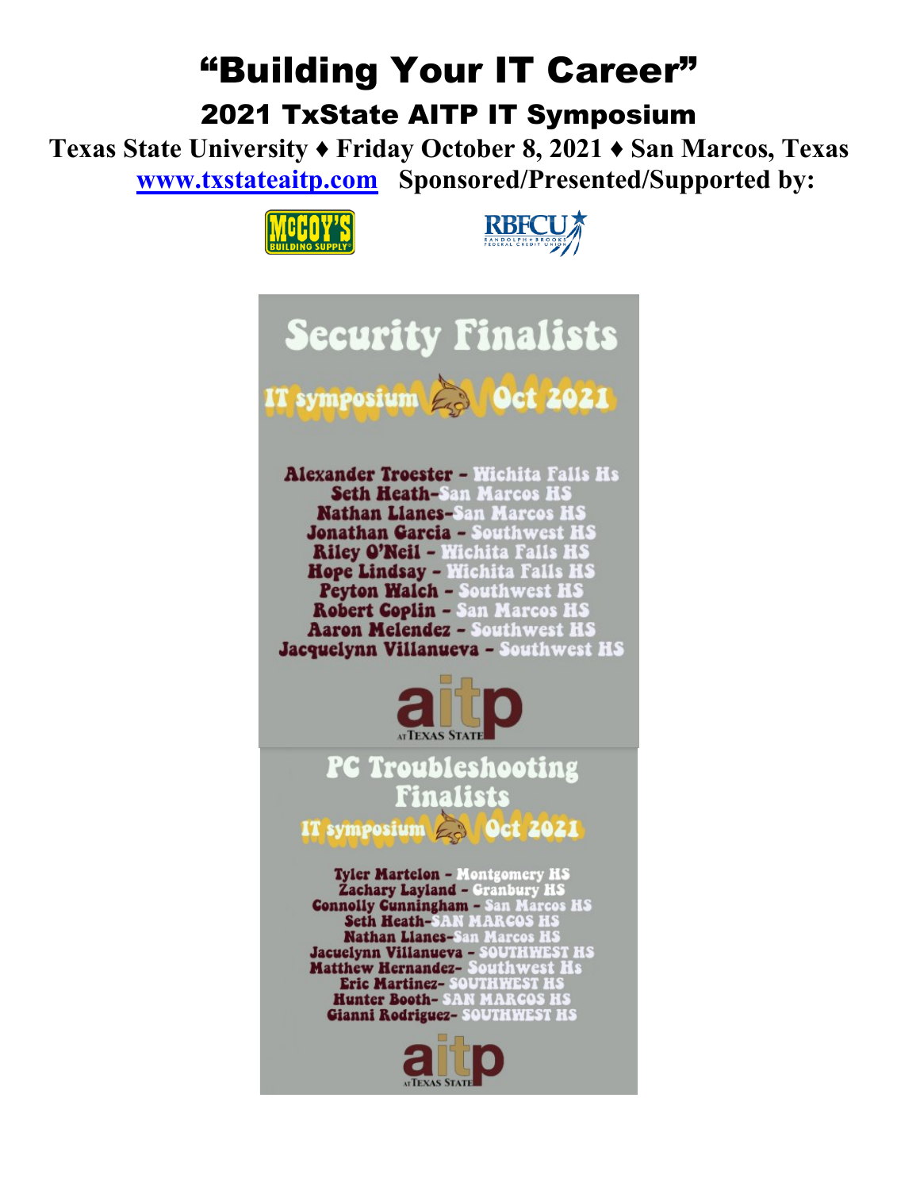# "Building Your IT Career"

## 2021 TxState AITP IT Symposium

**Texas State University ♦ Friday October 8, 2021 ♦ San Marcos, Texas**

**www.txstateaitp.com Sponsored/Presented/Supported by:**

McCOY'S BUILDING SUPPLY

RBFCU RANDOLPH-BROOKS FEDERAL CREDIT UNION

# Security Finalists

IT symposium Oct 2021

Alexander Troester - Wichita Falls Hs
Seth Heath-San Marcos HS
Nathan Llanes-San Marcos HS
Jonathan Garcia - Southwest HS
Riley O'Neil - Wichita Falls HS
Hope Lindsay - Wichita Falls HS
Peyton Walch - Southwest HS
Robert Coplin - San Marcos HS
Aaron Melendez - Southwest HS
Jacquelynn Villanueva - Southwest HS

aitp AT TEXAS STATE

# PC Troubleshooting Finalists

IT symposium Oct 2021

Tyler Martelon - Montgomery HS
Zachary Layland - Granbury HS
Connolly Cunningham - San Marcos HS
Seth Heath-SAN MARCOS HS
Nathan Llanes-San Marcos HS
Jacuelynn Villanueva - SOUTHWEST HS
Matthew Hernandez- Southwest Hs
Eric Martinez- SOUTHWEST HS
Hunter Booth- SAN MARCOS HS
Gianni Rodriguez- SOUTHWEST HS

aitp AT TEXAS STATE